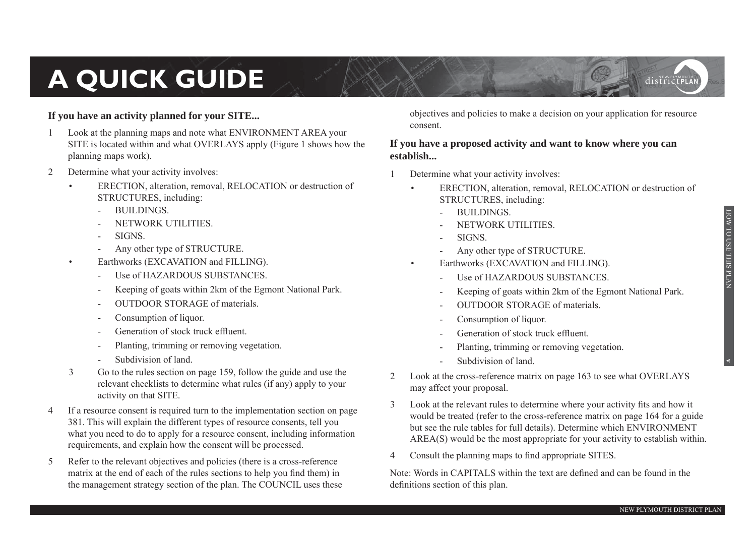# A QUICK GUIDE

**If you have an activity planned for your SITE...**

1. Look at the planning maps and note what ENVIRONMENT AREA your SITE is located within and what OVERLAYS apply (Figure 1 shows how the planning maps work).
2. Determine what your activity involves:
   - ERECTION, alteration, removal, RELOCATION or destruction of STRUCTURES, including:
     - BUILDINGS.
     - NETWORK UTILITIES.
     - SIGNS.
     - Any other type of STRUCTURE.
   - Earthworks (EXCAVATION and FILLING).
     - Use of HAZARDOUS SUBSTANCES.
     - Keeping of goats within 2km of the Egmont National Park.
     - OUTDOOR STORAGE of materials.
     - Consumption of liquor.
     - Generation of stock truck effluent.
     - Planting, trimming or removing vegetation.
     - Subdivision of land.
3. Go to the rules section on page 159, follow the guide and use the relevant checklists to determine what rules (if any) apply to your activity on that SITE.
4. If a resource consent is required turn to the implementation section on page 381. This will explain the different types of resource consents, tell you what you need to do to apply for a resource consent, including information requirements, and explain how the consent will be processed.
5. Refer to the relevant objectives and policies (there is a cross-reference matrix at the end of each of the rules sections to help you find them) in the management strategy section of the plan. The COUNCIL uses these objectives and policies to make a decision on your application for resource consent.

**If you have a proposed activity and want to know where you can establish...**

1. Determine what your activity involves:
   - ERECTION, alteration, removal, RELOCATION or destruction of STRUCTURES, including:
     - BUILDINGS.
     - NETWORK UTILITIES.
     - SIGNS.
     - Any other type of STRUCTURE.
   - Earthworks (EXCAVATION and FILLING).
     - Use of HAZARDOUS SUBSTANCES.
     - Keeping of goats within 2km of the Egmont National Park.
     - OUTDOOR STORAGE of materials.
     - Consumption of liquor.
     - Generation of stock truck effluent.
     - Planting, trimming or removing vegetation.
     - Subdivision of land.
2. Look at the cross-reference matrix on page 163 to see what OVERLAYS may affect your proposal.
3. Look at the relevant rules to determine where your activity fits and how it would be treated (refer to the cross-reference matrix on page 164 for a guide but see the rule tables for full details). Determine which ENVIRONMENT AREA(S) would be the most appropriate for your activity to establish within.
4. Consult the planning maps to find appropriate SITES.

Note: Words in CAPITALS within the text are defined and can be found in the definitions section of this plan.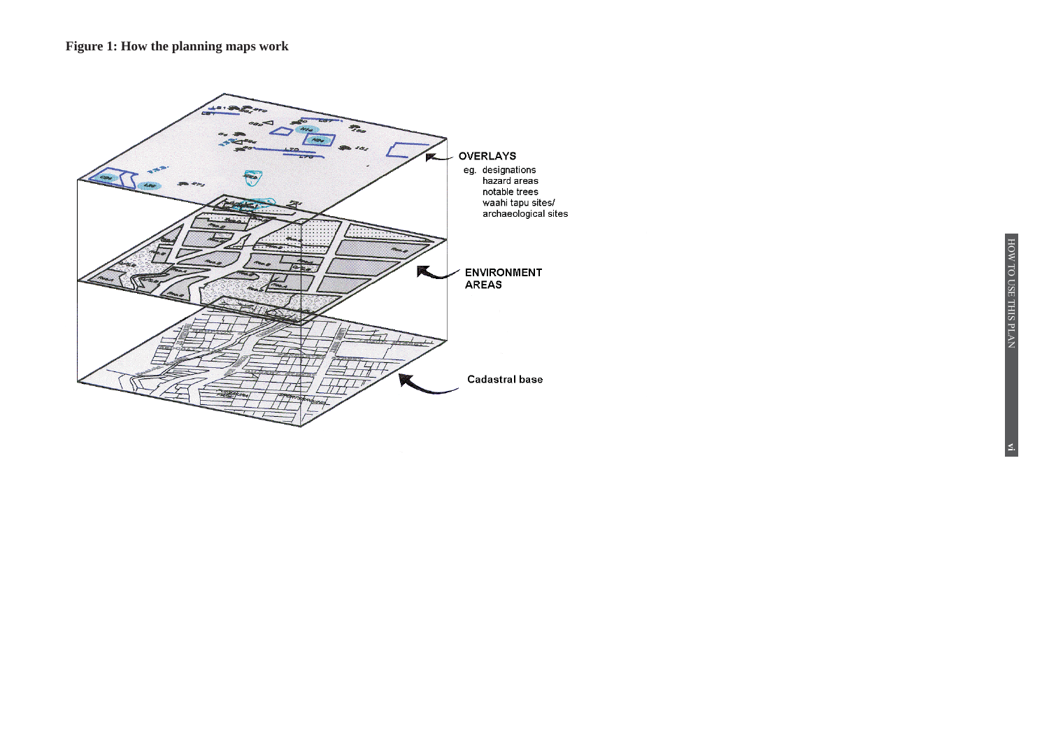**Figure 1: How the planning maps work**

OVERLAYS
eg. designations
hazard areas
notable trees
waahi tapu sites/
archaeological sites

ENVIRONMENT AREAS

Cadastral base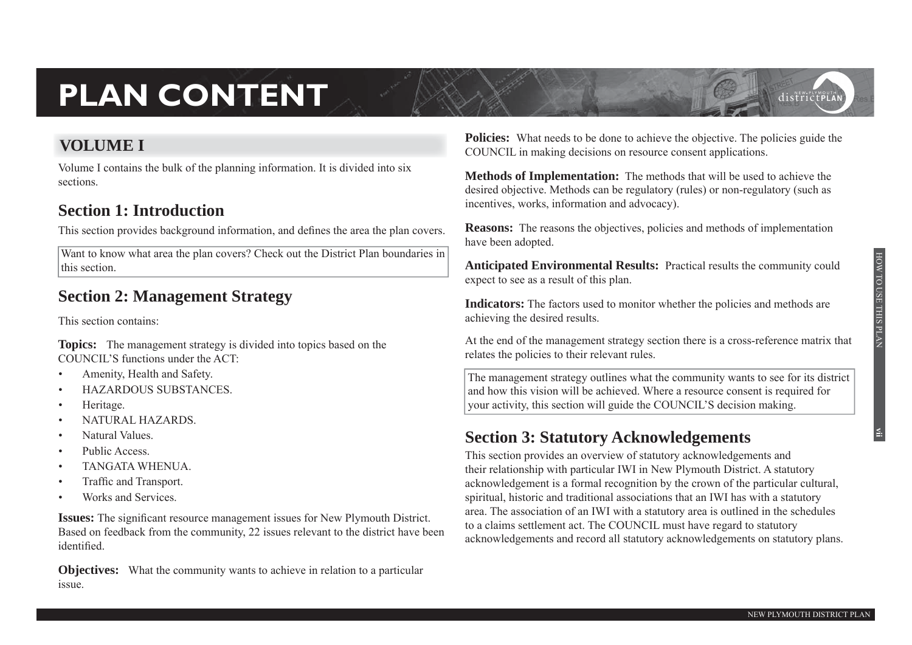# PLAN CONTENT

## VOLUME I

Volume I contains the bulk of the planning information. It is divided into six sections.

### Section 1: Introduction

This section provides background information, and defines the area the plan covers.

> Want to know what area the plan covers? Check out the District Plan boundaries in this section.

### Section 2: Management Strategy

This section contains:

**Topics:** The management strategy is divided into topics based on the COUNCIL'S functions under the ACT:

- Amenity, Health and Safety.
- HAZARDOUS SUBSTANCES.
- Heritage.
- NATURAL HAZARDS.
- Natural Values.
- Public Access.
- TANGATA WHENUA.
- Traffic and Transport.
- Works and Services.

**Issues:** The significant resource management issues for New Plymouth District. Based on feedback from the community, 22 issues relevant to the district have been identified.

**Objectives:** What the community wants to achieve in relation to a particular issue.

**Policies:** What needs to be done to achieve the objective. The policies guide the COUNCIL in making decisions on resource consent applications.

**Methods of Implementation:** The methods that will be used to achieve the desired objective. Methods can be regulatory (rules) or non-regulatory (such as incentives, works, information and advocacy).

**Reasons:** The reasons the objectives, policies and methods of implementation have been adopted.

**Anticipated Environmental Results:** Practical results the community could expect to see as a result of this plan.

**Indicators:** The factors used to monitor whether the policies and methods are achieving the desired results.

At the end of the management strategy section there is a cross-reference matrix that relates the policies to their relevant rules.

> The management strategy outlines what the community wants to see for its district and how this vision will be achieved. Where a resource consent is required for your activity, this section will guide the COUNCIL'S decision making.

### Section 3: Statutory Acknowledgements

This section provides an overview of statutory acknowledgements and their relationship with particular IWI in New Plymouth District. A statutory acknowledgement is a formal recognition by the crown of the particular cultural, spiritual, historic and traditional associations that an IWI has with a statutory area. The association of an IWI with a statutory area is outlined in the schedules to a claims settlement act. The COUNCIL must have regard to statutory acknowledgements and record all statutory acknowledgements on statutory plans.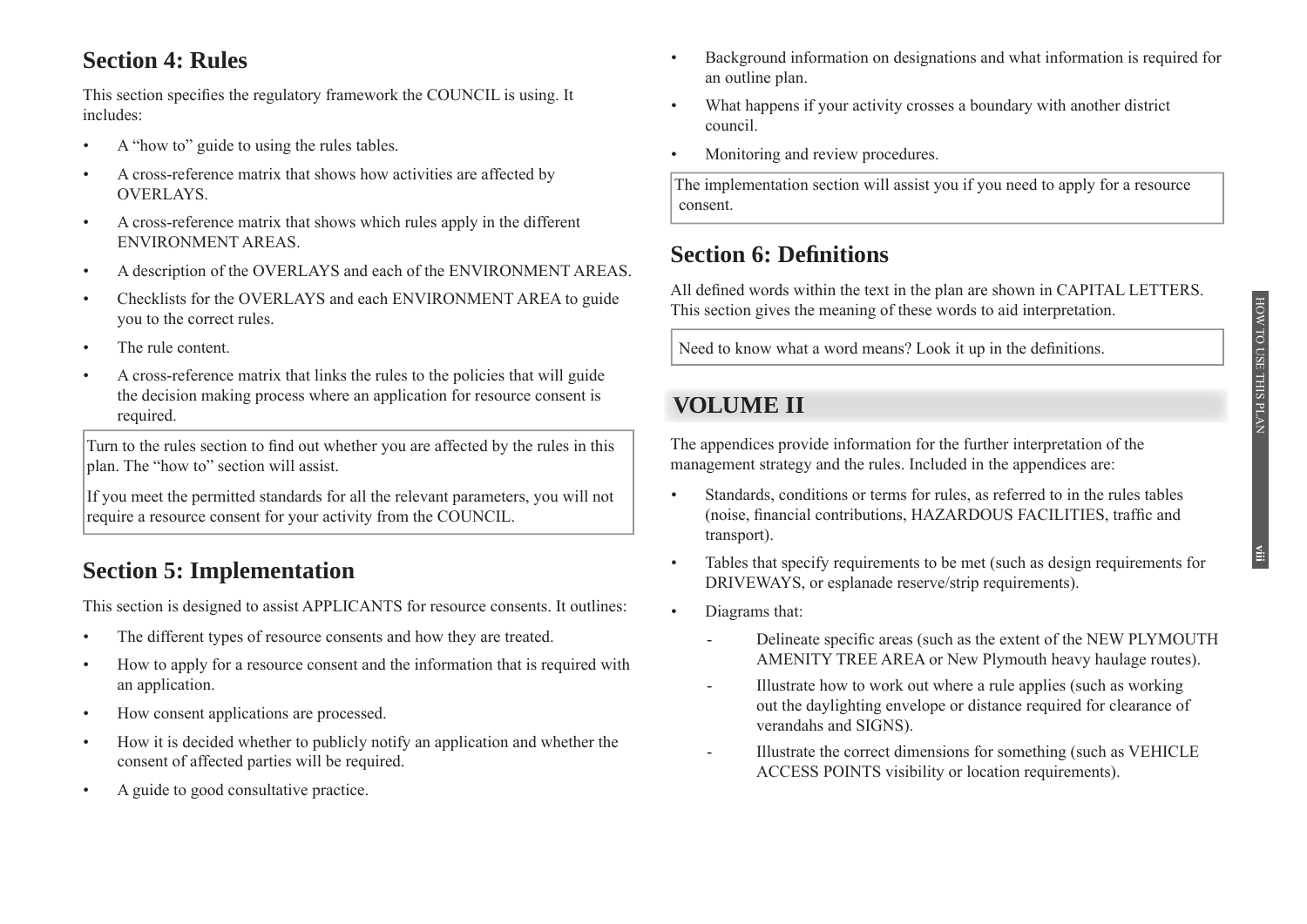## Section 4: Rules

This section specifies the regulatory framework the COUNCIL is using. It includes:

- A "how to" guide to using the rules tables.
- A cross-reference matrix that shows how activities are affected by OVERLAYS.
- A cross-reference matrix that shows which rules apply in the different ENVIRONMENT AREAS.
- A description of the OVERLAYS and each of the ENVIRONMENT AREAS.
- Checklists for the OVERLAYS and each ENVIRONMENT AREA to guide you to the correct rules.
- The rule content.
- A cross-reference matrix that links the rules to the policies that will guide the decision making process where an application for resource consent is required.

> Turn to the rules section to find out whether you are affected by the rules in this plan. The "how to" section will assist.
>
> If you meet the permitted standards for all the relevant parameters, you will not require a resource consent for your activity from the COUNCIL.

## Section 5: Implementation

This section is designed to assist APPLICANTS for resource consents. It outlines:

- The different types of resource consents and how they are treated.
- How to apply for a resource consent and the information that is required with an application.
- How consent applications are processed.
- How it is decided whether to publicly notify an application and whether the consent of affected parties will be required.
- A guide to good consultative practice.
- Background information on designations and what information is required for an outline plan.
- What happens if your activity crosses a boundary with another district council.
- Monitoring and review procedures.

> The implementation section will assist you if you need to apply for a resource consent.

## Section 6: Definitions

All defined words within the text in the plan are shown in CAPITAL LETTERS. This section gives the meaning of these words to aid interpretation.

> Need to know what a word means? Look it up in the definitions.

# VOLUME II

The appendices provide information for the further interpretation of the management strategy and the rules. Included in the appendices are:

- Standards, conditions or terms for rules, as referred to in the rules tables (noise, financial contributions, HAZARDOUS FACILITIES, traffic and transport).
- Tables that specify requirements to be met (such as design requirements for DRIVEWAYS, or esplanade reserve/strip requirements).
- Diagrams that:
  - Delineate specific areas (such as the extent of the NEW PLYMOUTH AMENITY TREE AREA or New Plymouth heavy haulage routes).
  - Illustrate how to work out where a rule applies (such as working out the daylighting envelope or distance required for clearance of verandahs and SIGNS).
  - Illustrate the correct dimensions for something (such as VEHICLE ACCESS POINTS visibility or location requirements).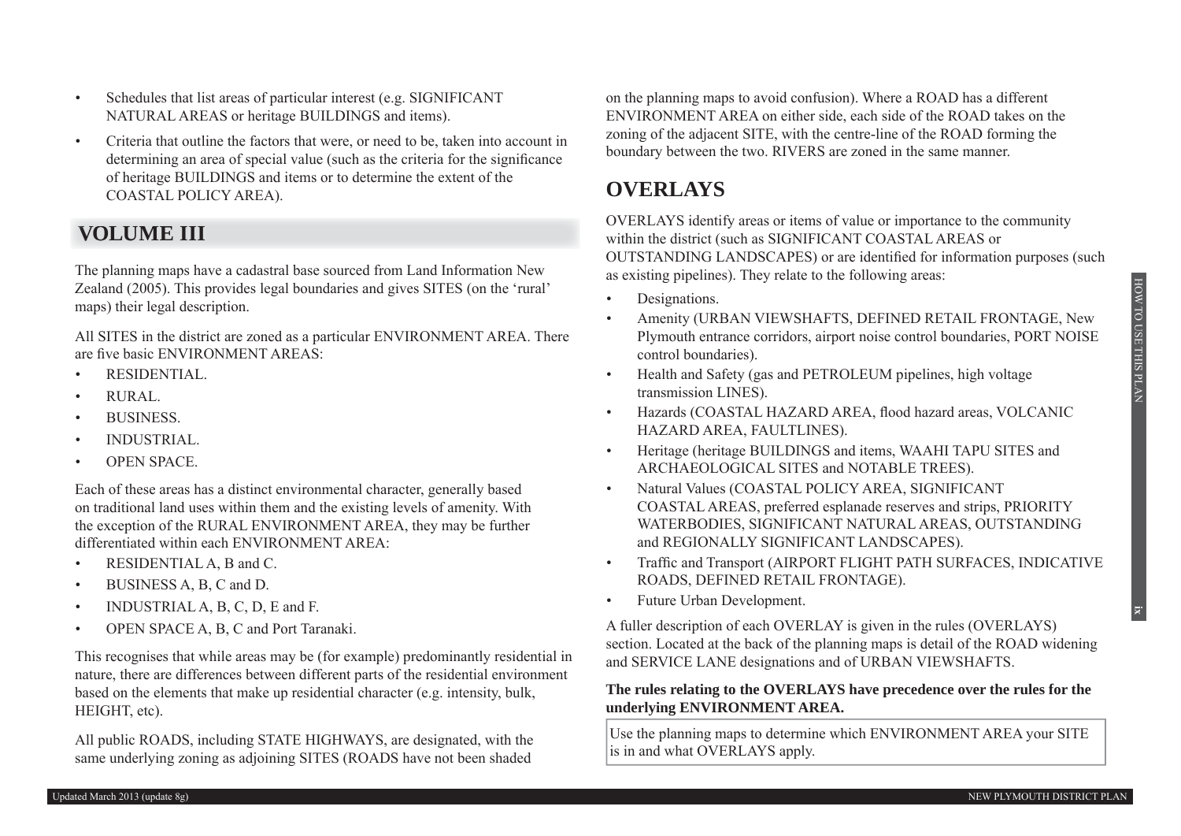- Schedules that list areas of particular interest (e.g. SIGNIFICANT NATURAL AREAS or heritage BUILDINGS and items).
- Criteria that outline the factors that were, or need to be, taken into account in determining an area of special value (such as the criteria for the significance of heritage BUILDINGS and items or to determine the extent of the COASTAL POLICY AREA).

## VOLUME III

The planning maps have a cadastral base sourced from Land Information New Zealand (2005). This provides legal boundaries and gives SITES (on the 'rural' maps) their legal description.

All SITES in the district are zoned as a particular ENVIRONMENT AREA. There are five basic ENVIRONMENT AREAS:

- RESIDENTIAL.
- RURAL.
- BUSINESS.
- INDUSTRIAL.
- OPEN SPACE.

Each of these areas has a distinct environmental character, generally based on traditional land uses within them and the existing levels of amenity. With the exception of the RURAL ENVIRONMENT AREA, they may be further differentiated within each ENVIRONMENT AREA:

- RESIDENTIAL A, B and C.
- BUSINESS A, B, C and D.
- INDUSTRIAL A, B, C, D, E and F.
- OPEN SPACE A, B, C and Port Taranaki.

This recognises that while areas may be (for example) predominantly residential in nature, there are differences between different parts of the residential environment based on the elements that make up residential character (e.g. intensity, bulk, HEIGHT, etc).

All public ROADS, including STATE HIGHWAYS, are designated, with the same underlying zoning as adjoining SITES (ROADS have not been shaded on the planning maps to avoid confusion). Where a ROAD has a different ENVIRONMENT AREA on either side, each side of the ROAD takes on the zoning of the adjacent SITE, with the centre-line of the ROAD forming the boundary between the two. RIVERS are zoned in the same manner.

## OVERLAYS

OVERLAYS identify areas or items of value or importance to the community within the district (such as SIGNIFICANT COASTAL AREAS or OUTSTANDING LANDSCAPES) or are identified for information purposes (such as existing pipelines). They relate to the following areas:

- Designations.
- Amenity (URBAN VIEWSHAFTS, DEFINED RETAIL FRONTAGE, New Plymouth entrance corridors, airport noise control boundaries, PORT NOISE control boundaries).
- Health and Safety (gas and PETROLEUM pipelines, high voltage transmission LINES).
- Hazards (COASTAL HAZARD AREA, flood hazard areas, VOLCANIC HAZARD AREA, FAULTLINES).
- Heritage (heritage BUILDINGS and items, WAAHI TAPU SITES and ARCHAEOLOGICAL SITES and NOTABLE TREES).
- Natural Values (COASTAL POLICY AREA, SIGNIFICANT COASTAL AREAS, preferred esplanade reserves and strips, PRIORITY WATERBODIES, SIGNIFICANT NATURAL AREAS, OUTSTANDING and REGIONALLY SIGNIFICANT LANDSCAPES).
- Traffic and Transport (AIRPORT FLIGHT PATH SURFACES, INDICATIVE ROADS, DEFINED RETAIL FRONTAGE).
- Future Urban Development.

A fuller description of each OVERLAY is given in the rules (OVERLAYS) section. Located at the back of the planning maps is detail of the ROAD widening and SERVICE LANE designations and of URBAN VIEWSHAFTS.

**The rules relating to the OVERLAYS have precedence over the rules for the underlying ENVIRONMENT AREA.**

Use the planning maps to determine which ENVIRONMENT AREA your SITE is in and what OVERLAYS apply.